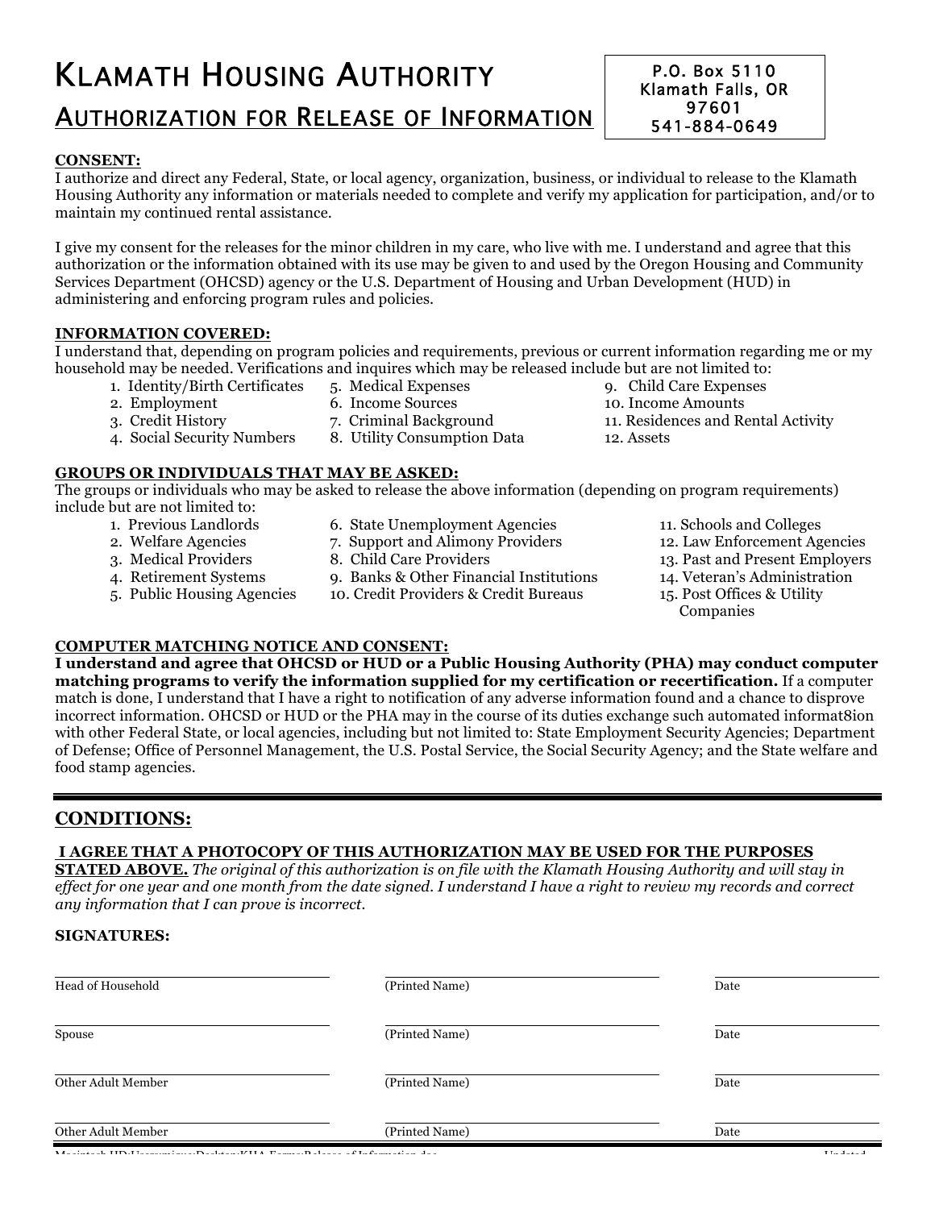# Klamath Housing Authority

## Authorization for Release of Information

P.O. Box 5110
Klamath Falls, OR
97601
541-884-0649

**CONSENT:**

I authorize and direct any Federal, State, or local agency, organization, business, or individual to release to the Klamath Housing Authority any information or materials needed to complete and verify my application for participation, and/or to maintain my continued rental assistance.

I give my consent for the releases for the minor children in my care, who live with me. I understand and agree that this authorization or the information obtained with its use may be given to and used by the Oregon Housing and Community Services Department (OHCSD) agency or the U.S. Department of Housing and Urban Development (HUD) in administering and enforcing program rules and policies.

**INFORMATION COVERED:**

I understand that, depending on program policies and requirements, previous or current information regarding me or my household may be needed. Verifications and inquires which may be released include but are not limited to:

1. Identity/Birth Certificates
2. Employment
3. Credit History
4. Social Security Numbers
5. Medical Expenses
6. Income Sources
7. Criminal Background
8. Utility Consumption Data
9. Child Care Expenses
10. Income Amounts
11. Residences and Rental Activity
12. Assets

**GROUPS OR INDIVIDUALS THAT MAY BE ASKED:**

The groups or individuals who may be asked to release the above information (depending on program requirements) include but are not limited to:

1. Previous Landlords
2. Welfare Agencies
3. Medical Providers
4. Retirement Systems
5. Public Housing Agencies
6. State Unemployment Agencies
7. Support and Alimony Providers
8. Child Care Providers
9. Banks & Other Financial Institutions
10. Credit Providers & Credit Bureaus
11. Schools and Colleges
12. Law Enforcement Agencies
13. Past and Present Employers
14. Veteran's Administration
15. Post Offices & Utility Companies

**COMPUTER MATCHING NOTICE AND CONSENT:**

**I understand and agree that OHCSD or HUD or a Public Housing Authority (PHA) may conduct computer matching programs to verify the information supplied for my certification or recertification.** If a computer match is done, I understand that I have a right to notification of any adverse information found and a chance to disprove incorrect information. OHCSD or HUD or the PHA may in the course of its duties exchange such automated informat8ion with other Federal State, or local agencies, including but not limited to: State Employment Security Agencies; Department of Defense; Office of Personnel Management, the U.S. Postal Service, the Social Security Agency; and the State welfare and food stamp agencies.

## CONDITIONS:

**I AGREE THAT A PHOTOCOPY OF THIS AUTHORIZATION MAY BE USED FOR THE PURPOSES STATED ABOVE.** *The original of this authorization is on file with the Klamath Housing Authority and will stay in effect for one year and one month from the date signed. I understand I have a right to review my records and correct any information that I can prove is incorrect.*

**SIGNATURES:**

| | | |
|---|---|---|
| Head of Household | (Printed Name) | Date |
| Spouse | (Printed Name) | Date |
| Other Adult Member | (Printed Name) | Date |
| Other Adult Member | (Printed Name) | Date |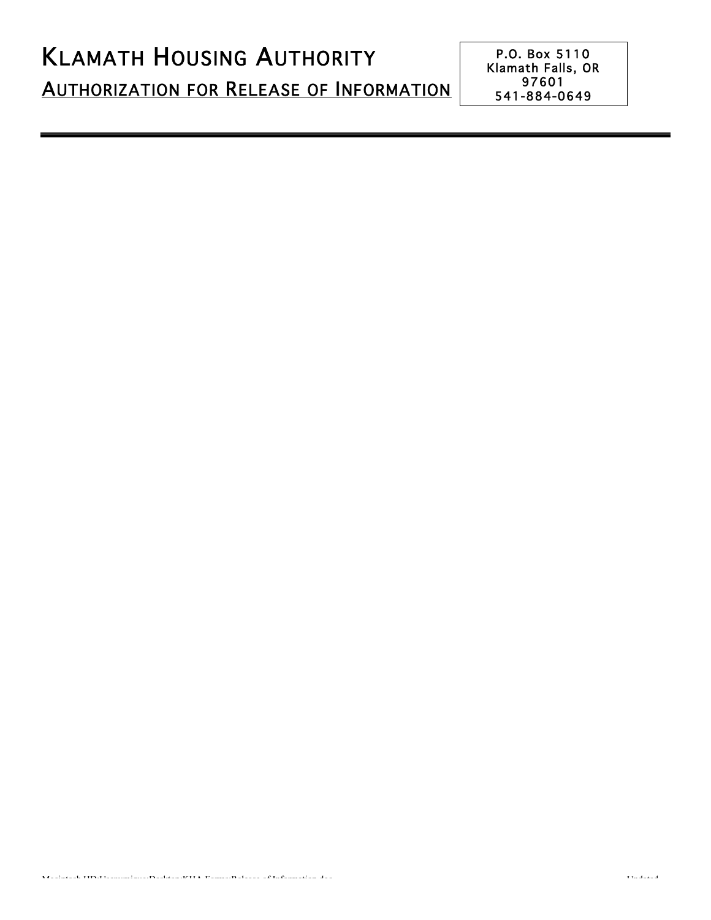# KLAMATH HOUSING AUTHORITY

## AUTHORIZATION FOR RELEASE OF INFORMATION

P.O. Box 5110
Klamath Falls, OR
97601
541-884-0649